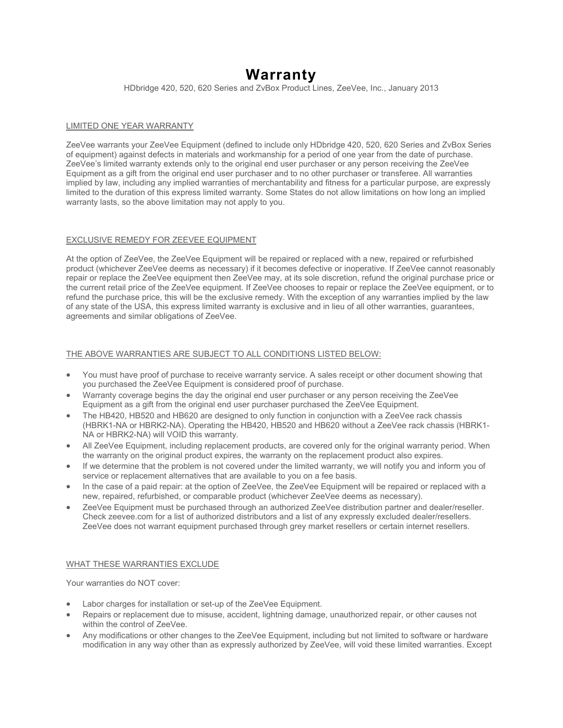# Warranty

HDbridge 420, 520, 620 Series and ZvBox Product Lines, ZeeVee, Inc., January 2013

## LIMITED ONE YEAR WARRANTY

ZeeVee warrants your ZeeVee Equipment (defined to include only HDbridge 420, 520, 620 Series and ZvBox Series of equipment) against defects in materials and workmanship for a period of one year from the date of purchase. ZeeVee's limited warranty extends only to the original end user purchaser or any person receiving the ZeeVee Equipment as a gift from the original end user purchaser and to no other purchaser or transferee. All warranties implied by law, including any implied warranties of merchantability and fitness for a particular purpose, are expressly limited to the duration of this express limited warranty. Some States do not allow limitations on how long an implied warranty lasts, so the above limitation may not apply to you.

## EXCLUSIVE REMEDY FOR ZEEVEE EQUIPMENT

At the option of ZeeVee, the ZeeVee Equipment will be repaired or replaced with a new, repaired or refurbished product (whichever ZeeVee deems as necessary) if it becomes defective or inoperative. If ZeeVee cannot reasonably repair or replace the ZeeVee equipment then ZeeVee may, at its sole discretion, refund the original purchase price or the current retail price of the ZeeVee equipment. If ZeeVee chooses to repair or replace the ZeeVee equipment, or to refund the purchase price, this will be the exclusive remedy. With the exception of any warranties implied by the law of any state of the USA, this express limited warranty is exclusive and in lieu of all other warranties, guarantees, agreements and similar obligations of ZeeVee.

## THE ABOVE WARRANTIES ARE SUBJECT TO ALL CONDITIONS LISTED BELOW:

- You must have proof of purchase to receive warranty service. A sales receipt or other document showing that you purchased the ZeeVee Equipment is considered proof of purchase.
- Warranty coverage begins the day the original end user purchaser or any person receiving the ZeeVee Equipment as a gift from the original end user purchaser purchased the ZeeVee Equipment.
- The HB420, HB520 and HB620 are designed to only function in conjunction with a ZeeVee rack chassis (HBRK1-NA or HBRK2-NA). Operating the HB420, HB520 and HB620 without a ZeeVee rack chassis (HBRK1-NA or HBRK2-NA) will VOID this warranty.
- All ZeeVee Equipment, including replacement products, are covered only for the original warranty period. When the warranty on the original product expires, the warranty on the replacement product also expires.
- If we determine that the problem is not covered under the limited warranty, we will notify you and inform you of service or replacement alternatives that are available to you on a fee basis.
- In the case of a paid repair: at the option of ZeeVee, the ZeeVee Equipment will be repaired or replaced with a new, repaired, refurbished, or comparable product (whichever ZeeVee deems as necessary).
- ZeeVee Equipment must be purchased through an authorized ZeeVee distribution partner and dealer/reseller. Check zeevee.com for a list of authorized distributors and a list of any expressly excluded dealer/resellers. ZeeVee does not warrant equipment purchased through grey market resellers or certain internet resellers.

## WHAT THESE WARRANTIES EXCLUDE

Your warranties do NOT cover:

- Labor charges for installation or set-up of the ZeeVee Equipment.
- Repairs or replacement due to misuse, accident, lightning damage, unauthorized repair, or other causes not within the control of ZeeVee.
- Any modifications or other changes to the ZeeVee Equipment, including but not limited to software or hardware modification in any way other than as expressly authorized by ZeeVee, will void these limited warranties. Except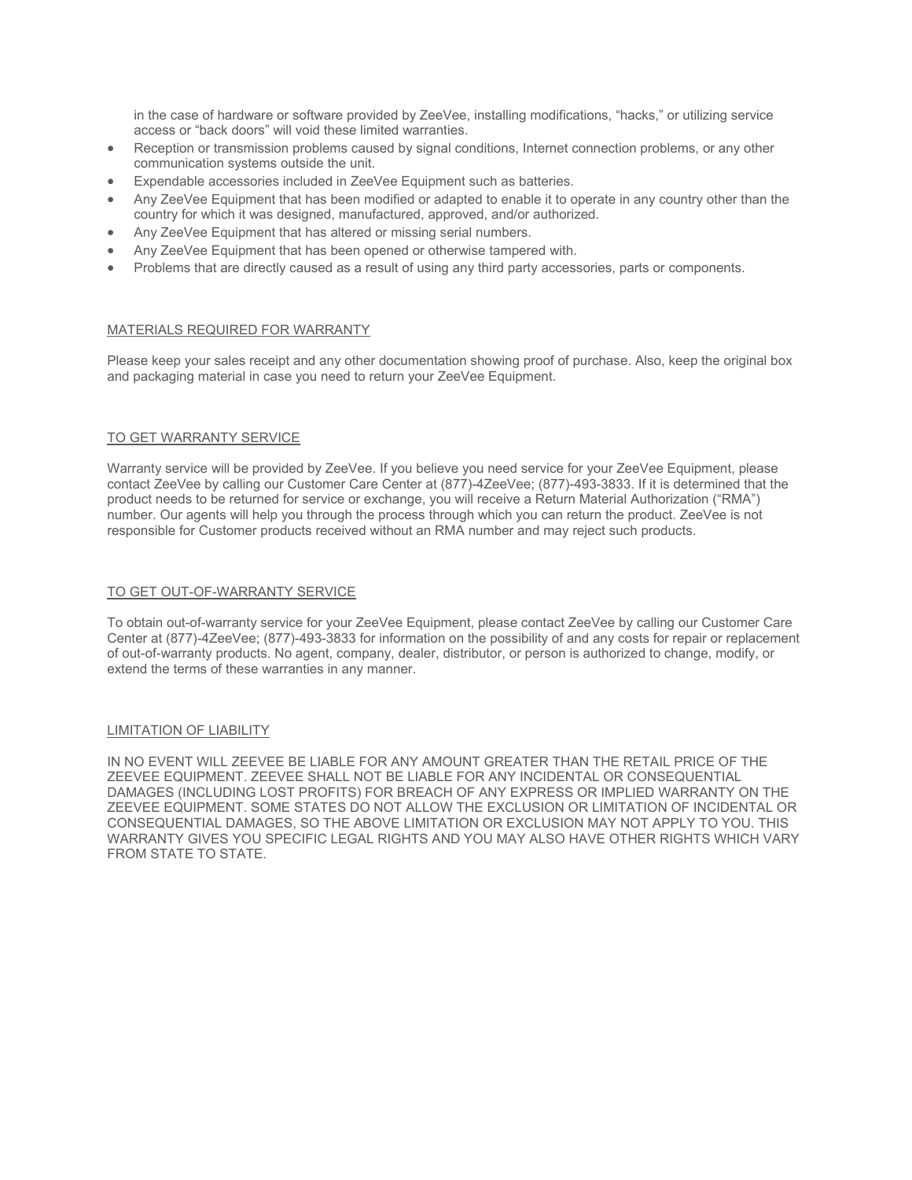in the case of hardware or software provided by ZeeVee, installing modifications, "hacks," or utilizing service access or "back doors" will void these limited warranties.

- Reception or transmission problems caused by signal conditions, Internet connection problems, or any other communication systems outside the unit.
- Expendable accessories included in ZeeVee Equipment such as batteries.
- Any ZeeVee Equipment that has been modified or adapted to enable it to operate in any country other than the country for which it was designed, manufactured, approved, and/or authorized.
- Any ZeeVee Equipment that has altered or missing serial numbers.
- Any ZeeVee Equipment that has been opened or otherwise tampered with.
- Problems that are directly caused as a result of using any third party accessories, parts or components.

## MATERIALS REQUIRED FOR WARRANTY

Please keep your sales receipt and any other documentation showing proof of purchase. Also, keep the original box and packaging material in case you need to return your ZeeVee Equipment.

## TO GET WARRANTY SERVICE

Warranty service will be provided by ZeeVee. If you believe you need service for your ZeeVee Equipment, please contact ZeeVee by calling our Customer Care Center at (877)-4ZeeVee; (877)-493-3833. If it is determined that the product needs to be returned for service or exchange, you will receive a Return Material Authorization ("RMA") number. Our agents will help you through the process through which you can return the product. ZeeVee is not responsible for Customer products received without an RMA number and may reject such products.

## TO GET OUT-OF-WARRANTY SERVICE

To obtain out-of-warranty service for your ZeeVee Equipment, please contact ZeeVee by calling our Customer Care Center at (877)-4ZeeVee; (877)-493-3833 for information on the possibility of and any costs for repair or replacement of out-of-warranty products. No agent, company, dealer, distributor, or person is authorized to change, modify, or extend the terms of these warranties in any manner.

## LIMITATION OF LIABILITY

IN NO EVENT WILL ZEEVEE BE LIABLE FOR ANY AMOUNT GREATER THAN THE RETAIL PRICE OF THE ZEEVEE EQUIPMENT. ZEEVEE SHALL NOT BE LIABLE FOR ANY INCIDENTAL OR CONSEQUENTIAL DAMAGES (INCLUDING LOST PROFITS) FOR BREACH OF ANY EXPRESS OR IMPLIED WARRANTY ON THE ZEEVEE EQUIPMENT. SOME STATES DO NOT ALLOW THE EXCLUSION OR LIMITATION OF INCIDENTAL OR CONSEQUENTIAL DAMAGES, SO THE ABOVE LIMITATION OR EXCLUSION MAY NOT APPLY TO YOU. THIS WARRANTY GIVES YOU SPECIFIC LEGAL RIGHTS AND YOU MAY ALSO HAVE OTHER RIGHTS WHICH VARY FROM STATE TO STATE.